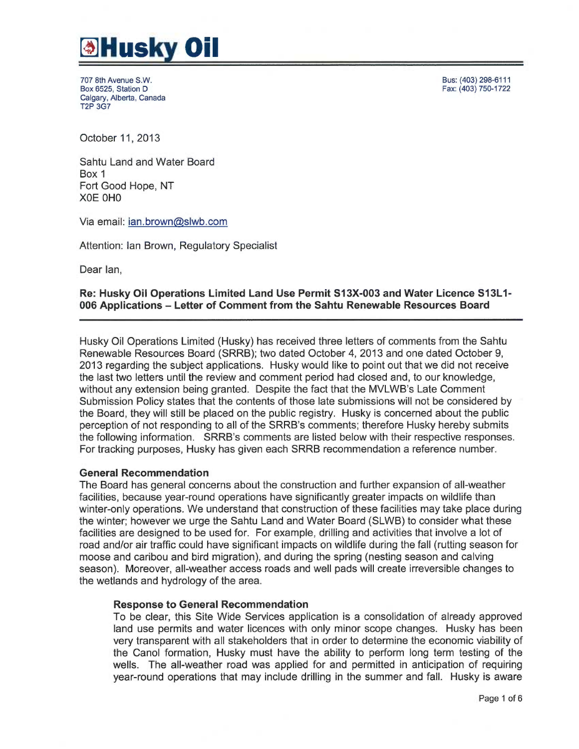# Husky Oil

707 8th Avenue S.W.
Box 6525, Station D
Calgary, Alberta, Canada
T2P 3G7

Bus: (403) 298-6111
Fax: (403) 750-1722

October 11, 2013

Sahtu Land and Water Board
Box 1
Fort Good Hope, NT
X0E 0H0

Via email: ian.brown@slwb.com

Attention: Ian Brown, Regulatory Specialist

Dear Ian,

**Re: Husky Oil Operations Limited Land Use Permit S13X-003 and Water Licence S13L1-006 Applications – Letter of Comment from the Sahtu Renewable Resources Board**

Husky Oil Operations Limited (Husky) has received three letters of comments from the Sahtu Renewable Resources Board (SRRB); two dated October 4, 2013 and one dated October 9, 2013 regarding the subject applications. Husky would like to point out that we did not receive the last two letters until the review and comment period had closed and, to our knowledge, without any extension being granted. Despite the fact that the MVLWB's Late Comment Submission Policy states that the contents of those late submissions will not be considered by the Board, they will still be placed on the public registry. Husky is concerned about the public perception of not responding to all of the SRRB's comments; therefore Husky hereby submits the following information. SRRB's comments are listed below with their respective responses. For tracking purposes, Husky has given each SRRB recommendation a reference number.

### General Recommendation

The Board has general concerns about the construction and further expansion of all-weather facilities, because year-round operations have significantly greater impacts on wildlife than winter-only operations. We understand that construction of these facilities may take place during the winter; however we urge the Sahtu Land and Water Board (SLWB) to consider what these facilities are designed to be used for. For example, drilling and activities that involve a lot of road and/or air traffic could have significant impacts on wildlife during the fall (rutting season for moose and caribou and bird migration), and during the spring (nesting season and calving season). Moreover, all-weather access roads and well pads will create irreversible changes to the wetlands and hydrology of the area.

#### Response to General Recommendation

To be clear, this Site Wide Services application is a consolidation of already approved land use permits and water licences with only minor scope changes. Husky has been very transparent with all stakeholders that in order to determine the economic viability of the Canol formation, Husky must have the ability to perform long term testing of the wells. The all-weather road was applied for and permitted in anticipation of requiring year-round operations that may include drilling in the summer and fall. Husky is aware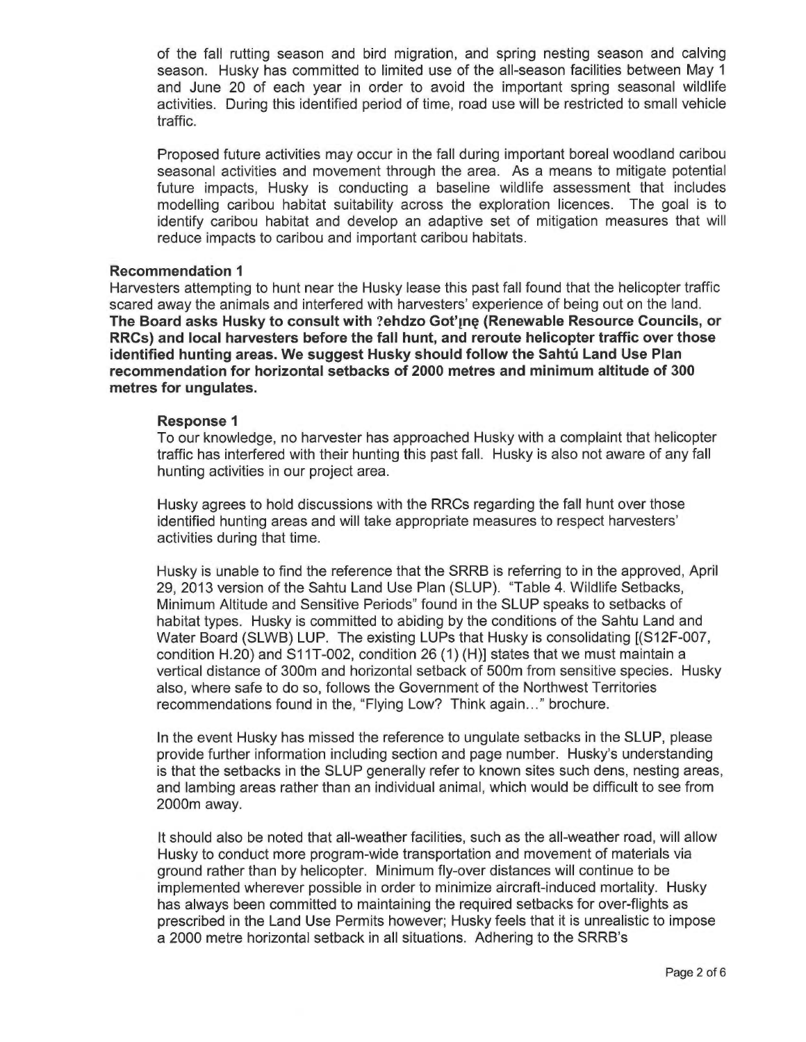of the fall rutting season and bird migration, and spring nesting season and calving season. Husky has committed to limited use of the all-season facilities between May 1 and June 20 of each year in order to avoid the important spring seasonal wildlife activities. During this identified period of time, road use will be restricted to small vehicle traffic.

Proposed future activities may occur in the fall during important boreal woodland caribou seasonal activities and movement through the area. As a means to mitigate potential future impacts, Husky is conducting a baseline wildlife assessment that includes modelling caribou habitat suitability across the exploration licences. The goal is to identify caribou habitat and develop an adaptive set of mitigation measures that will reduce impacts to caribou and important caribou habitats.

**Recommendation 1**

Harvesters attempting to hunt near the Husky lease this past fall found that the helicopter traffic scared away the animals and interfered with harvesters' experience of being out on the land. **The Board asks Husky to consult with ʔehdzo Got'ı̨nę (Renewable Resource Councils, or RRCs) and local harvesters before the fall hunt, and reroute helicopter traffic over those identified hunting areas. We suggest Husky should follow the Sahtú Land Use Plan recommendation for horizontal setbacks of 2000 metres and minimum altitude of 300 metres for ungulates.**

**Response 1**

To our knowledge, no harvester has approached Husky with a complaint that helicopter traffic has interfered with their hunting this past fall. Husky is also not aware of any fall hunting activities in our project area.

Husky agrees to hold discussions with the RRCs regarding the fall hunt over those identified hunting areas and will take appropriate measures to respect harvesters' activities during that time.

Husky is unable to find the reference that the SRRB is referring to in the approved, April 29, 2013 version of the Sahtu Land Use Plan (SLUP). "Table 4. Wildlife Setbacks, Minimum Altitude and Sensitive Periods" found in the SLUP speaks to setbacks of habitat types. Husky is committed to abiding by the conditions of the Sahtu Land and Water Board (SLWB) LUP. The existing LUPs that Husky is consolidating [(S12F-007, condition H.20) and S11T-002, condition 26 (1) (H)] states that we must maintain a vertical distance of 300m and horizontal setback of 500m from sensitive species. Husky also, where safe to do so, follows the Government of the Northwest Territories recommendations found in the, "Flying Low? Think again…" brochure.

In the event Husky has missed the reference to ungulate setbacks in the SLUP, please provide further information including section and page number. Husky's understanding is that the setbacks in the SLUP generally refer to known sites such dens, nesting areas, and lambing areas rather than an individual animal, which would be difficult to see from 2000m away.

It should also be noted that all-weather facilities, such as the all-weather road, will allow Husky to conduct more program-wide transportation and movement of materials via ground rather than by helicopter. Minimum fly-over distances will continue to be implemented wherever possible in order to minimize aircraft-induced mortality. Husky has always been committed to maintaining the required setbacks for over-flights as prescribed in the Land Use Permits however; Husky feels that it is unrealistic to impose a 2000 metre horizontal setback in all situations. Adhering to the SRRB's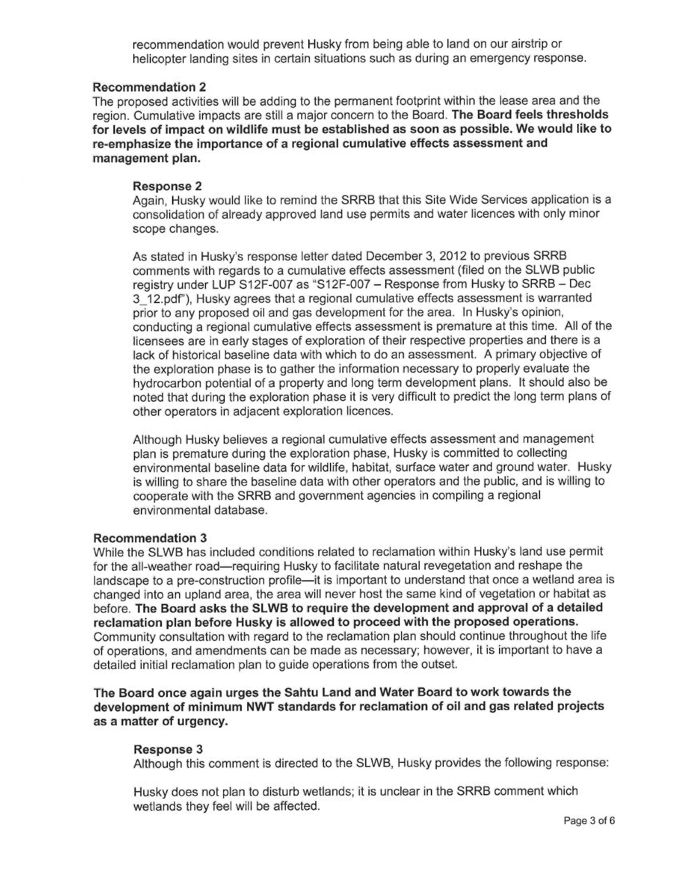recommendation would prevent Husky from being able to land on our airstrip or helicopter landing sites in certain situations such as during an emergency response.

### Recommendation 2

The proposed activities will be adding to the permanent footprint within the lease area and the region. Cumulative impacts are still a major concern to the Board. **The Board feels thresholds for levels of impact on wildlife must be established as soon as possible. We would like to re-emphasize the importance of a regional cumulative effects assessment and management plan.**

#### Response 2

Again, Husky would like to remind the SRRB that this Site Wide Services application is a consolidation of already approved land use permits and water licences with only minor scope changes.

As stated in Husky's response letter dated December 3, 2012 to previous SRRB comments with regards to a cumulative effects assessment (filed on the SLWB public registry under LUP S12F-007 as "S12F-007 – Response from Husky to SRRB – Dec 3_12.pdf"), Husky agrees that a regional cumulative effects assessment is warranted prior to any proposed oil and gas development for the area. In Husky's opinion, conducting a regional cumulative effects assessment is premature at this time. All of the licensees are in early stages of exploration of their respective properties and there is a lack of historical baseline data with which to do an assessment. A primary objective of the exploration phase is to gather the information necessary to properly evaluate the hydrocarbon potential of a property and long term development plans. It should also be noted that during the exploration phase it is very difficult to predict the long term plans of other operators in adjacent exploration licences.

Although Husky believes a regional cumulative effects assessment and management plan is premature during the exploration phase, Husky is committed to collecting environmental baseline data for wildlife, habitat, surface water and ground water. Husky is willing to share the baseline data with other operators and the public, and is willing to cooperate with the SRRB and government agencies in compiling a regional environmental database.

### Recommendation 3

While the SLWB has included conditions related to reclamation within Husky's land use permit for the all-weather road—requiring Husky to facilitate natural revegetation and reshape the landscape to a pre-construction profile—it is important to understand that once a wetland area is changed into an upland area, the area will never host the same kind of vegetation or habitat as before. **The Board asks the SLWB to require the development and approval of a detailed reclamation plan before Husky is allowed to proceed with the proposed operations.** Community consultation with regard to the reclamation plan should continue throughout the life of operations, and amendments can be made as necessary; however, it is important to have a detailed initial reclamation plan to guide operations from the outset.

**The Board once again urges the Sahtu Land and Water Board to work towards the development of minimum NWT standards for reclamation of oil and gas related projects as a matter of urgency.**

#### Response 3

Although this comment is directed to the SLWB, Husky provides the following response:

Husky does not plan to disturb wetlands; it is unclear in the SRRB comment which wetlands they feel will be affected.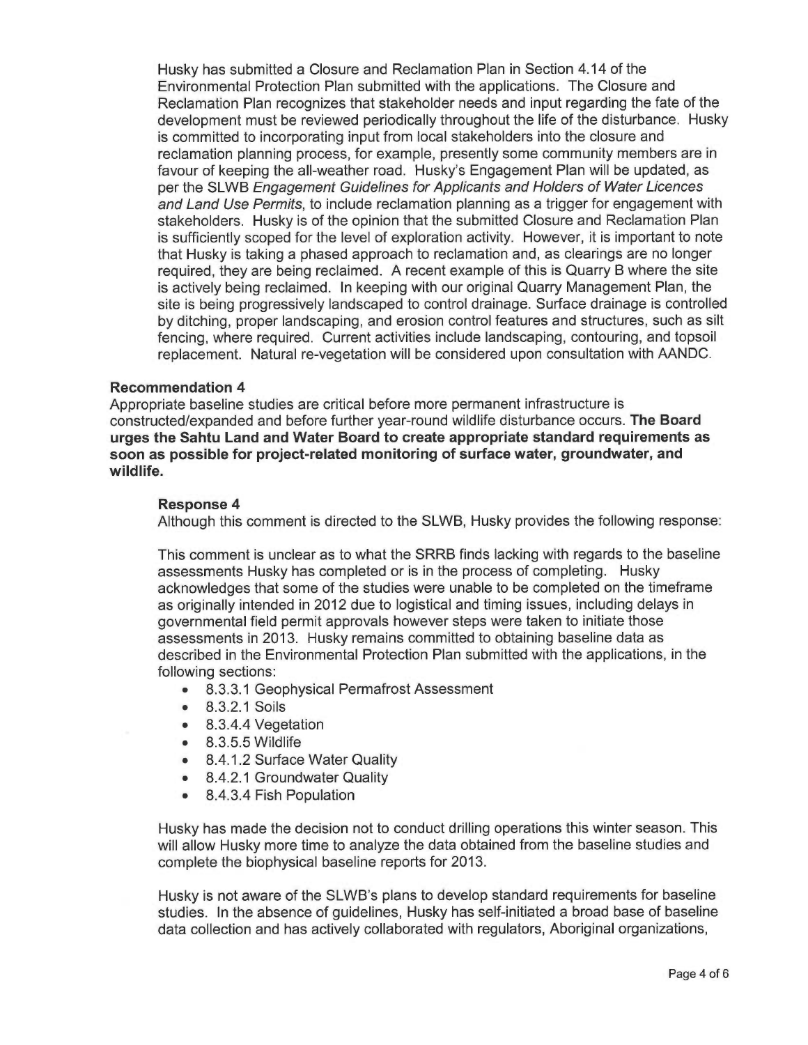Husky has submitted a Closure and Reclamation Plan in Section 4.14 of the Environmental Protection Plan submitted with the applications. The Closure and Reclamation Plan recognizes that stakeholder needs and input regarding the fate of the development must be reviewed periodically throughout the life of the disturbance. Husky is committed to incorporating input from local stakeholders into the closure and reclamation planning process, for example, presently some community members are in favour of keeping the all-weather road. Husky's Engagement Plan will be updated, as per the SLWB *Engagement Guidelines for Applicants and Holders of Water Licences and Land Use Permits*, to include reclamation planning as a trigger for engagement with stakeholders. Husky is of the opinion that the submitted Closure and Reclamation Plan is sufficiently scoped for the level of exploration activity. However, it is important to note that Husky is taking a phased approach to reclamation and, as clearings are no longer required, they are being reclaimed. A recent example of this is Quarry B where the site is actively being reclaimed. In keeping with our original Quarry Management Plan, the site is being progressively landscaped to control drainage. Surface drainage is controlled by ditching, proper landscaping, and erosion control features and structures, such as silt fencing, where required. Current activities include landscaping, contouring, and topsoil replacement. Natural re-vegetation will be considered upon consultation with AANDC.

**Recommendation 4**

Appropriate baseline studies are critical before more permanent infrastructure is constructed/expanded and before further year-round wildlife disturbance occurs. **The Board urges the Sahtu Land and Water Board to create appropriate standard requirements as soon as possible for project-related monitoring of surface water, groundwater, and wildlife.**

**Response 4**

Although this comment is directed to the SLWB, Husky provides the following response:

This comment is unclear as to what the SRRB finds lacking with regards to the baseline assessments Husky has completed or is in the process of completing. Husky acknowledges that some of the studies were unable to be completed on the timeframe as originally intended in 2012 due to logistical and timing issues, including delays in governmental field permit approvals however steps were taken to initiate those assessments in 2013. Husky remains committed to obtaining baseline data as described in the Environmental Protection Plan submitted with the applications, in the following sections:

- 8.3.3.1 Geophysical Permafrost Assessment
- 8.3.2.1 Soils
- 8.3.4.4 Vegetation
- 8.3.5.5 Wildlife
- 8.4.1.2 Surface Water Quality
- 8.4.2.1 Groundwater Quality
- 8.4.3.4 Fish Population

Husky has made the decision not to conduct drilling operations this winter season. This will allow Husky more time to analyze the data obtained from the baseline studies and complete the biophysical baseline reports for 2013.

Husky is not aware of the SLWB's plans to develop standard requirements for baseline studies. In the absence of guidelines, Husky has self-initiated a broad base of baseline data collection and has actively collaborated with regulators, Aboriginal organizations,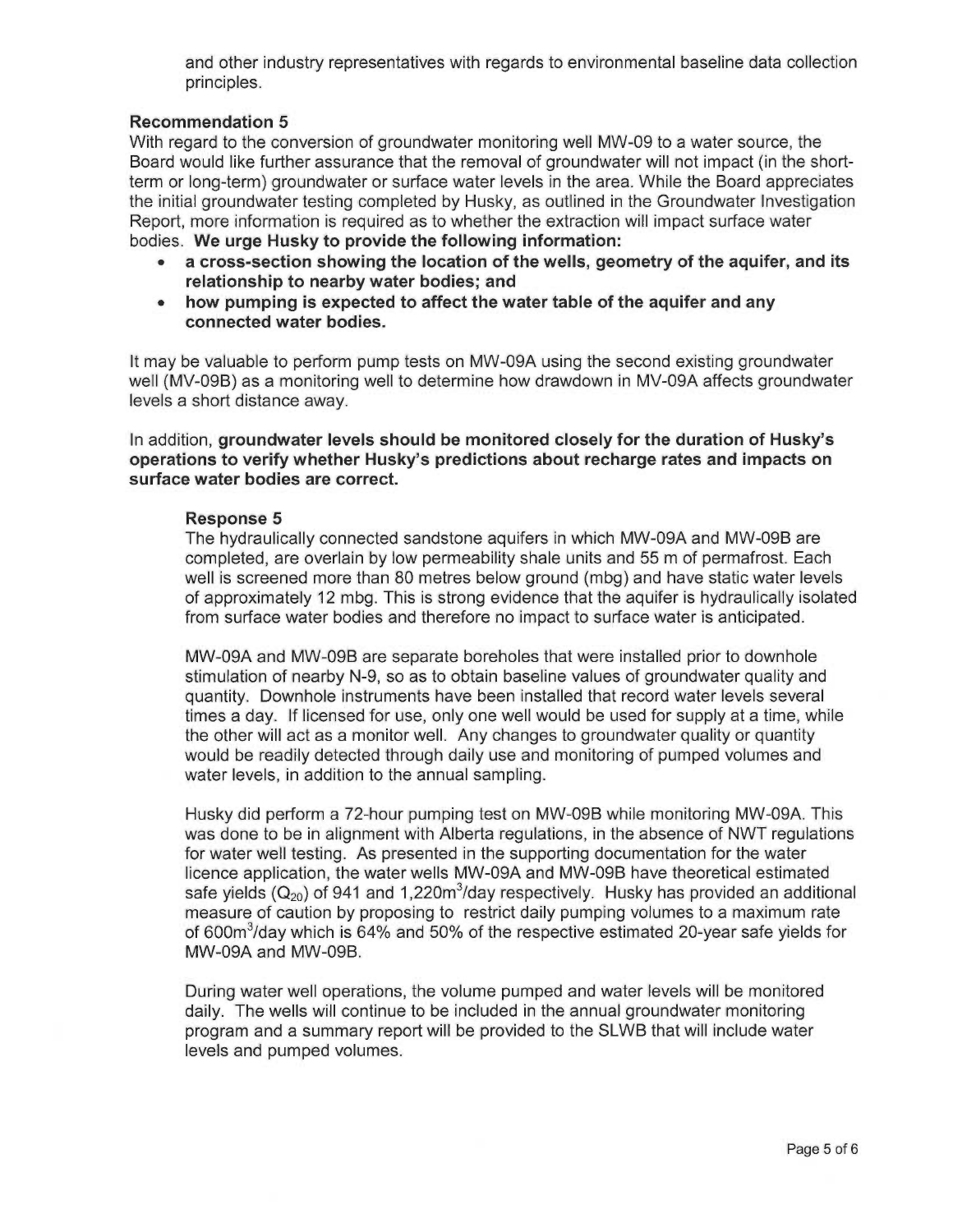and other industry representatives with regards to environmental baseline data collection principles.

**Recommendation 5**

With regard to the conversion of groundwater monitoring well MW-09 to a water source, the Board would like further assurance that the removal of groundwater will not impact (in the short-term or long-term) groundwater or surface water levels in the area. While the Board appreciates the initial groundwater testing completed by Husky, as outlined in the Groundwater Investigation Report, more information is required as to whether the extraction will impact surface water bodies. **We urge Husky to provide the following information:**

- **a cross-section showing the location of the wells, geometry of the aquifer, and its relationship to nearby water bodies; and**
- **how pumping is expected to affect the water table of the aquifer and any connected water bodies.**

It may be valuable to perform pump tests on MW-09A using the second existing groundwater well (MV-09B) as a monitoring well to determine how drawdown in MV-09A affects groundwater levels a short distance away.

In addition, **groundwater levels should be monitored closely for the duration of Husky's operations to verify whether Husky's predictions about recharge rates and impacts on surface water bodies are correct.**

**Response 5**

The hydraulically connected sandstone aquifers in which MW-09A and MW-09B are completed, are overlain by low permeability shale units and 55 m of permafrost. Each well is screened more than 80 metres below ground (mbg) and have static water levels of approximately 12 mbg. This is strong evidence that the aquifer is hydraulically isolated from surface water bodies and therefore no impact to surface water is anticipated.

MW-09A and MW-09B are separate boreholes that were installed prior to downhole stimulation of nearby N-9, so as to obtain baseline values of groundwater quality and quantity. Downhole instruments have been installed that record water levels several times a day. If licensed for use, only one well would be used for supply at a time, while the other will act as a monitor well. Any changes to groundwater quality or quantity would be readily detected through daily use and monitoring of pumped volumes and water levels, in addition to the annual sampling.

Husky did perform a 72-hour pumping test on MW-09B while monitoring MW-09A. This was done to be in alignment with Alberta regulations, in the absence of NWT regulations for water well testing. As presented in the supporting documentation for the water licence application, the water wells MW-09A and MW-09B have theoretical estimated safe yields ($Q_{20}$) of 941 and 1,220m$^3$/day respectively. Husky has provided an additional measure of caution by proposing to restrict daily pumping volumes to a maximum rate of 600m$^3$/day which is 64% and 50% of the respective estimated 20-year safe yields for MW-09A and MW-09B.

During water well operations, the volume pumped and water levels will be monitored daily. The wells will continue to be included in the annual groundwater monitoring program and a summary report will be provided to the SLWB that will include water levels and pumped volumes.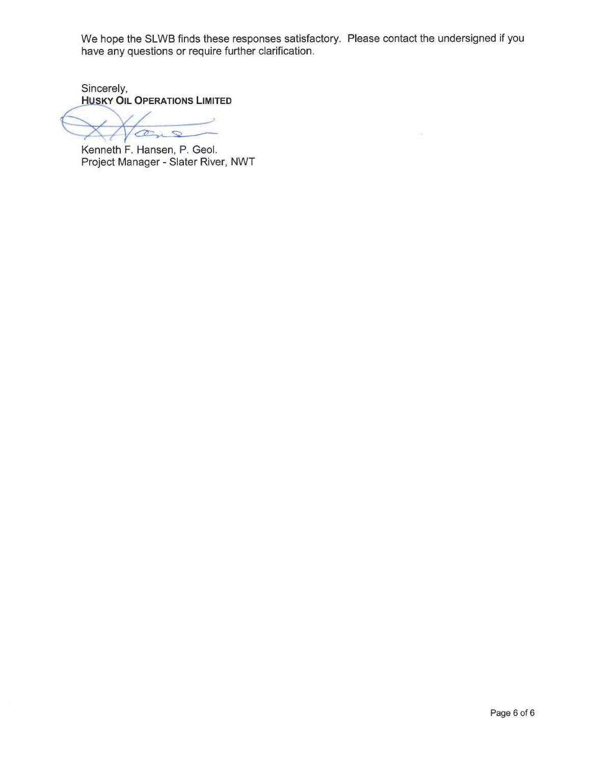We hope the SLWB finds these responses satisfactory. Please contact the undersigned if you have any questions or require further clarification.

Sincerely,
**HUSKY OIL OPERATIONS LIMITED**

Kenneth F. Hansen, P. Geol.
Project Manager - Slater River, NWT